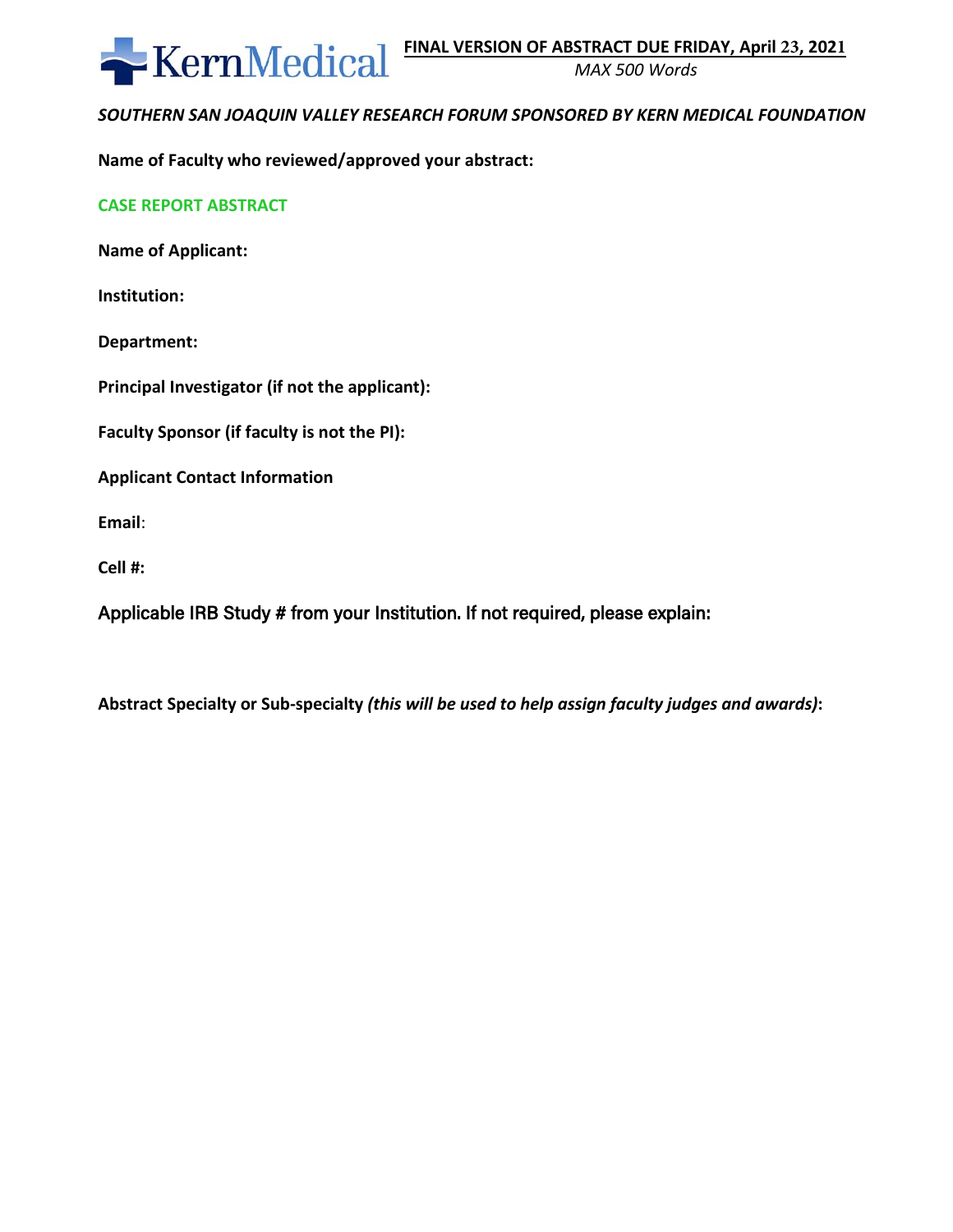KernMedical

**FINAL VERSION OF ABSTRACT DUE FRIDAY, April 23, 2021**

*MAX 500 Words*

***SOUTHERN SAN JOAQUIN VALLEY RESEARCH FORUM SPONSORED BY KERN MEDICAL FOUNDATION***

**Name of Faculty who reviewed/approved your abstract:**

**CASE REPORT ABSTRACT**

**Name of Applicant:**

**Institution:**

**Department:**

**Principal Investigator (if not the applicant):**

**Faculty Sponsor (if faculty is not the PI):**

**Applicant Contact Information**

**Email**:

**Cell #:**

Applicable IRB Study # from your Institution. If not required, please explain:

**Abstract Specialty or Sub-specialty** ***(this will be used to help assign faculty judges and awards)*****:**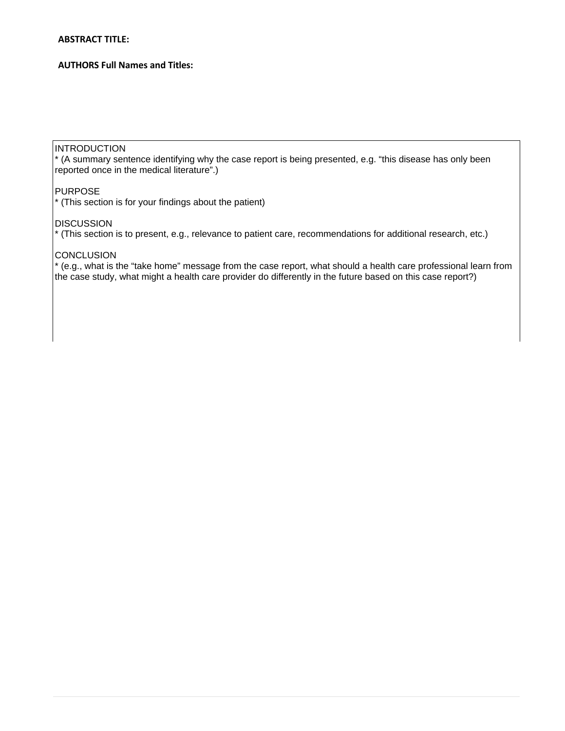**ABSTRACT TITLE:**

**AUTHORS Full Names and Titles:**

INTRODUCTION
* (A summary sentence identifying why the case report is being presented, e.g. “this disease has only been reported once in the medical literature”.)

PURPOSE
* (This section is for your findings about the patient)

DISCUSSION
* (This section is to present, e.g., relevance to patient care, recommendations for additional research, etc.)

CONCLUSION
* (e.g., what is the “take home” message from the case report, what should a health care professional learn from the case study, what might a health care provider do differently in the future based on this case report?)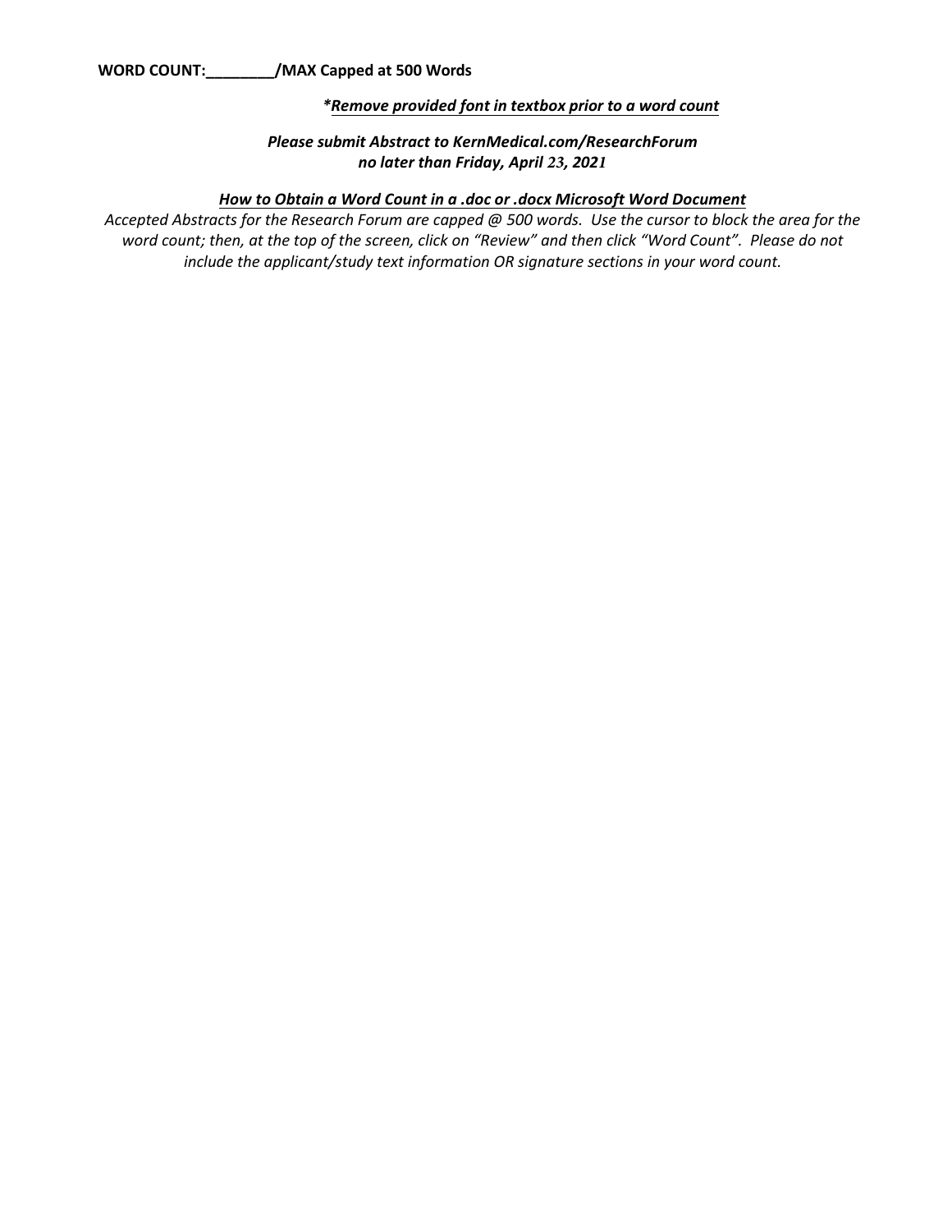**WORD COUNT:________/MAX Capped at 500 Words**

***Remove provided font in textbox prior to a word count***

***Please submit Abstract to KernMedical.com/ResearchForum no later than Friday, April 23, 2021***

***How to Obtain a Word Count in a .doc or .docx Microsoft Word Document***

*Accepted Abstracts for the Research Forum are capped @ 500 words. Use the cursor to block the area for the word count; then, at the top of the screen, click on "Review" and then click "Word Count". Please do not include the applicant/study text information OR signature sections in your word count.*